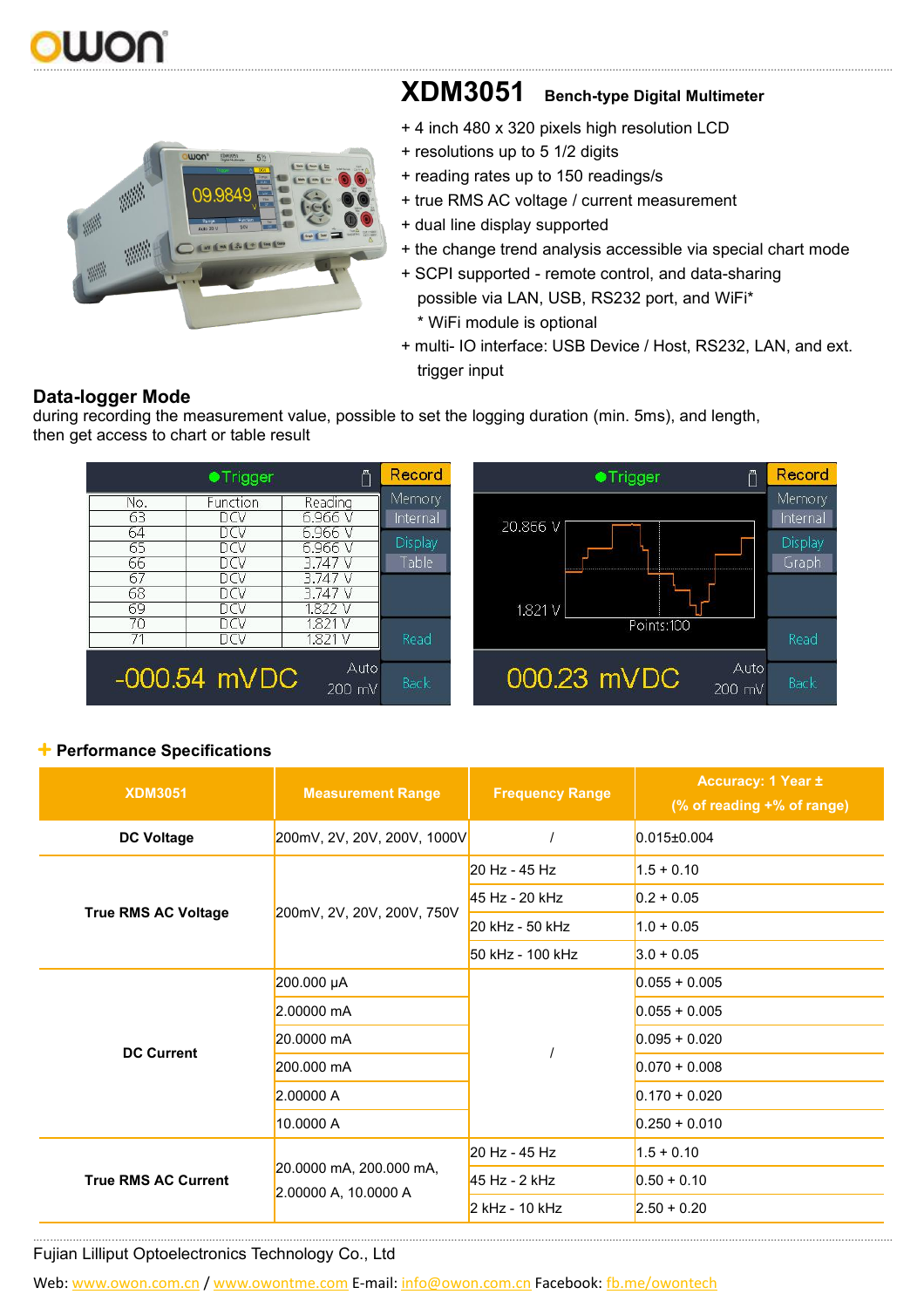# XDM3051 Bench-type Digital Multimeter

+ 4 inch 480 x 320 pixels high resolution LCD
+ resolutions up to 5 1/2 digits
+ reading rates up to 150 readings/s
+ true RMS AC voltage / current measurement
+ dual line display supported
+ the change trend analysis accessible via special chart mode
+ SCPI supported - remote control, and data-sharing possible via LAN, USB, RS232 port, and WiFi*
  * WiFi module is optional
+ multi- IO interface: USB Device / Host, RS232, LAN, and ext. trigger input

## Data-logger Mode

during recording the measurement value, possible to set the logging duration (min. 5ms), and length, then get access to chart or table result

## + Performance Specifications

| XDM3051 | Measurement Range | Frequency Range | Accuracy: 1 Year ± (% of reading +% of range) |
|---|---|---|---|
| **DC Voltage** | 200mV, 2V, 20V, 200V, 1000V | / | 0.015±0.004 |
| **True RMS AC Voltage** | 200mV, 2V, 20V, 200V, 750V | 20 Hz - 45 Hz | 1.5 + 0.10 |
| | | 45 Hz - 20 kHz | 0.2 + 0.05 |
| | | 20 kHz - 50 kHz | 1.0 + 0.05 |
| | | 50 kHz - 100 kHz | 3.0 + 0.05 |
| **DC Current** | 200.000 μA | / | 0.055 + 0.005 |
| | 2.00000 mA | | 0.055 + 0.005 |
| | 20.0000 mA | | 0.095 + 0.020 |
| | 200.000 mA | | 0.070 + 0.008 |
| | 2.00000 A | | 0.170 + 0.020 |
| | 10.0000 A | | 0.250 + 0.010 |
| **True RMS AC Current** | 20.0000 mA, 200.000 mA, 2.00000 A, 10.0000 A | 20 Hz - 45 Hz | 1.5 + 0.10 |
| | | 45 Hz - 2 kHz | 0.50 + 0.10 |
| | | 2 kHz - 10 kHz | 2.50 + 0.20 |

Fujian Lilliput Optoelectronics Technology Co., Ltd

Web: www.owon.com.cn / www.owontme.com E-mail: info@owon.com.cn Facebook: fb.me/owontech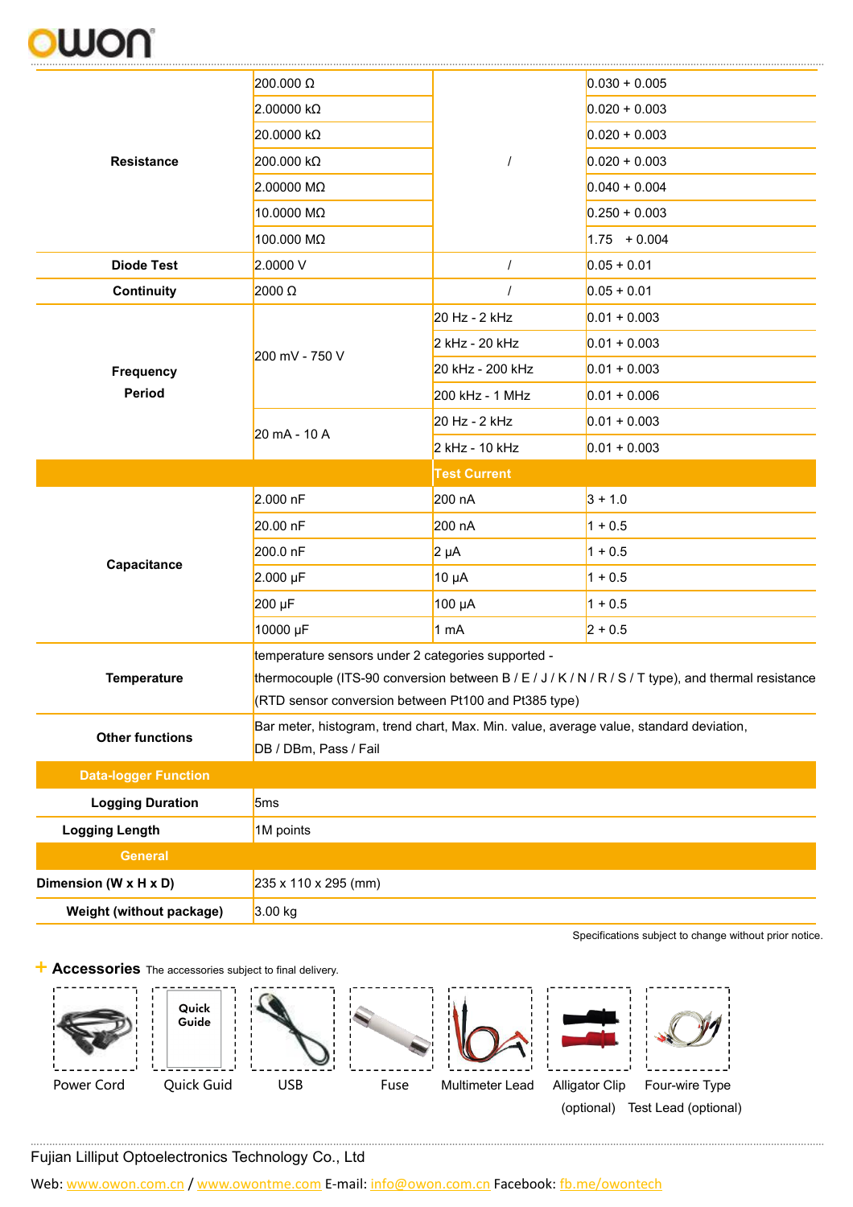| | | | |
|---|---|---|---|
| **Resistance** | 200.000 Ω | / | 0.030 + 0.005 |
| | 2.00000 kΩ | | 0.020 + 0.003 |
| | 20.0000 kΩ | | 0.020 + 0.003 |
| | 200.000 kΩ | | 0.020 + 0.003 |
| | 2.00000 MΩ | | 0.040 + 0.004 |
| | 10.0000 MΩ | | 0.250 + 0.003 |
| | 100.000 MΩ | | 1.75 + 0.004 |
| **Diode Test** | 2.0000 V | / | 0.05 + 0.01 |
| **Continuity** | 2000 Ω | / | 0.05 + 0.01 |
| **Frequency Period** | 200 mV - 750 V | 20 Hz - 2 kHz | 0.01 + 0.003 |
| | | 2 kHz - 20 kHz | 0.01 + 0.003 |
| | | 20 kHz - 200 kHz | 0.01 + 0.003 |
| | | 200 kHz - 1 MHz | 0.01 + 0.006 |
| | 20 mA - 10 A | 20 Hz - 2 kHz | 0.01 + 0.003 |
| | | 2 kHz - 10 kHz | 0.01 + 0.003 |
| | | **Test Current** | |
| **Capacitance** | 2.000 nF | 200 nA | 3 + 1.0 |
| | 20.00 nF | 200 nA | 1 + 0.5 |
| | 200.0 nF | 2 μA | 1 + 0.5 |
| | 2.000 μF | 10 μA | 1 + 0.5 |
| | 200 μF | 100 μA | 1 + 0.5 |
| | 10000 μF | 1 mA | 2 + 0.5 |
| **Temperature** | temperature sensors under 2 categories supported - thermocouple (ITS-90 conversion between B / E / J / K / N / R / S / T type), and thermal resistance (RTD sensor conversion between Pt100 and Pt385 type) | | |
| **Other functions** | Bar meter, histogram, trend chart, Max. Min. value, average value, standard deviation, DB / DBm, Pass / Fail | | |
| **Data-logger Function** | | | |
| **Logging Duration** | 5ms | | |
| **Logging Length** | 1M points | | |
| **General** | | | |
| **Dimension (W x H x D)** | 235 x 110 x 295 (mm) | | |
| **Weight (without package)** | 3.00 kg | | |

Specifications subject to change without prior notice.

## + Accessories

The accessories subject to final delivery.

Power Cord

Quick Guid

USB

Fuse

Multimeter Lead

Alligator Clip (optional)

Four-wire Type Test Lead (optional)

Fujian Lilliput Optoelectronics Technology Co., Ltd

Web: www.owon.com.cn / www.owontme.com E-mail: info@owon.com.cn Facebook: fb.me/owontech